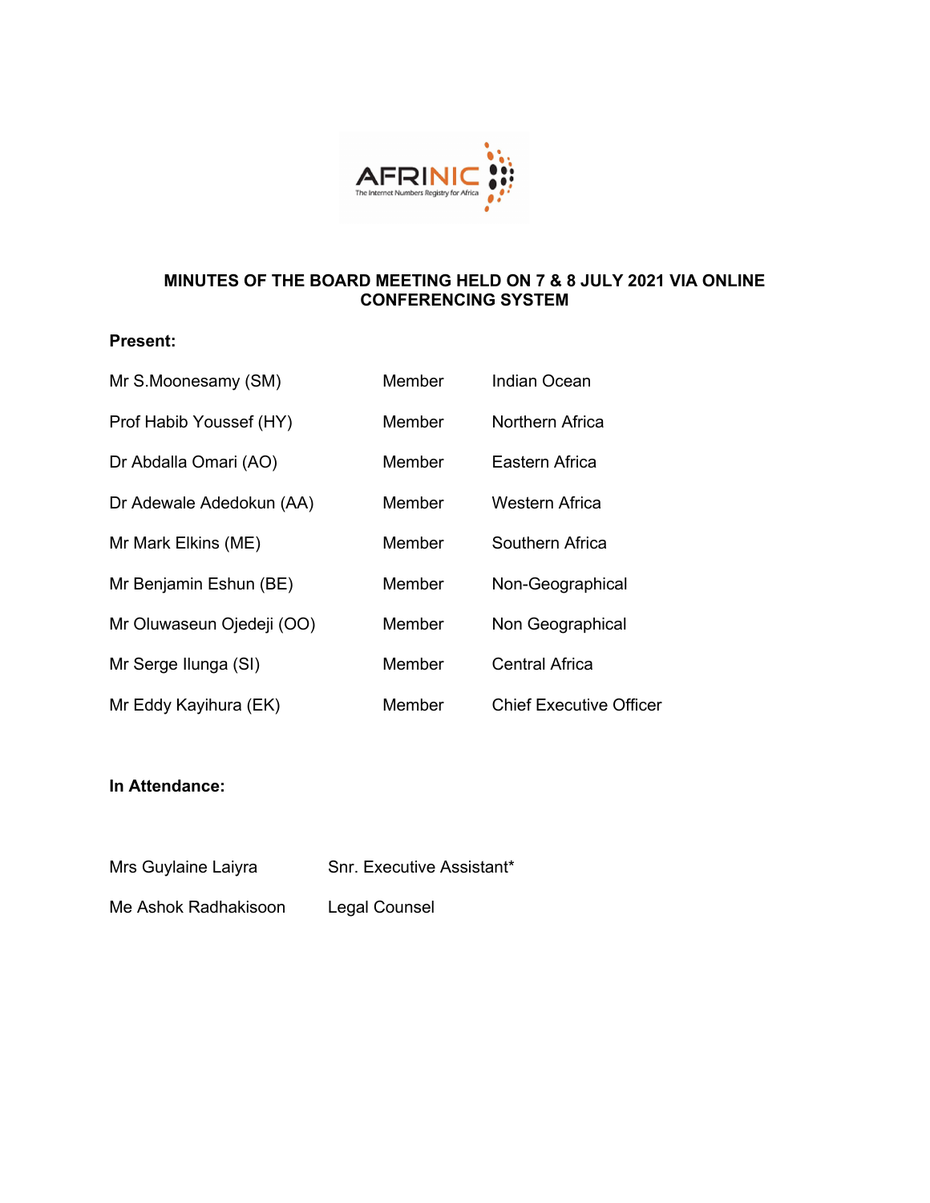# MINUTES OF THE BOARD MEETING HELD ON 7 & 8 JULY 2021 VIA ONLINE CONFERENCING SYSTEM

**Present:**

| | | |
|---|---|---|
| Mr S.Moonesamy (SM) | Member | Indian Ocean |
| Prof Habib Youssef (HY) | Member | Northern Africa |
| Dr Abdalla Omari (AO) | Member | Eastern Africa |
| Dr Adewale Adedokun (AA) | Member | Western Africa |
| Mr Mark Elkins (ME) | Member | Southern Africa |
| Mr Benjamin Eshun (BE) | Member | Non-Geographical |
| Mr Oluwaseun Ojedeji (OO) | Member | Non Geographical |
| Mr Serge Ilunga (SI) | Member | Central Africa |
| Mr Eddy Kayihura (EK) | Member | Chief Executive Officer |

**In Attendance:**

| | |
|---|---|
| Mrs Guylaine Laiyra | Snr. Executive Assistant* |
| Me Ashok Radhakisoon | Legal Counsel |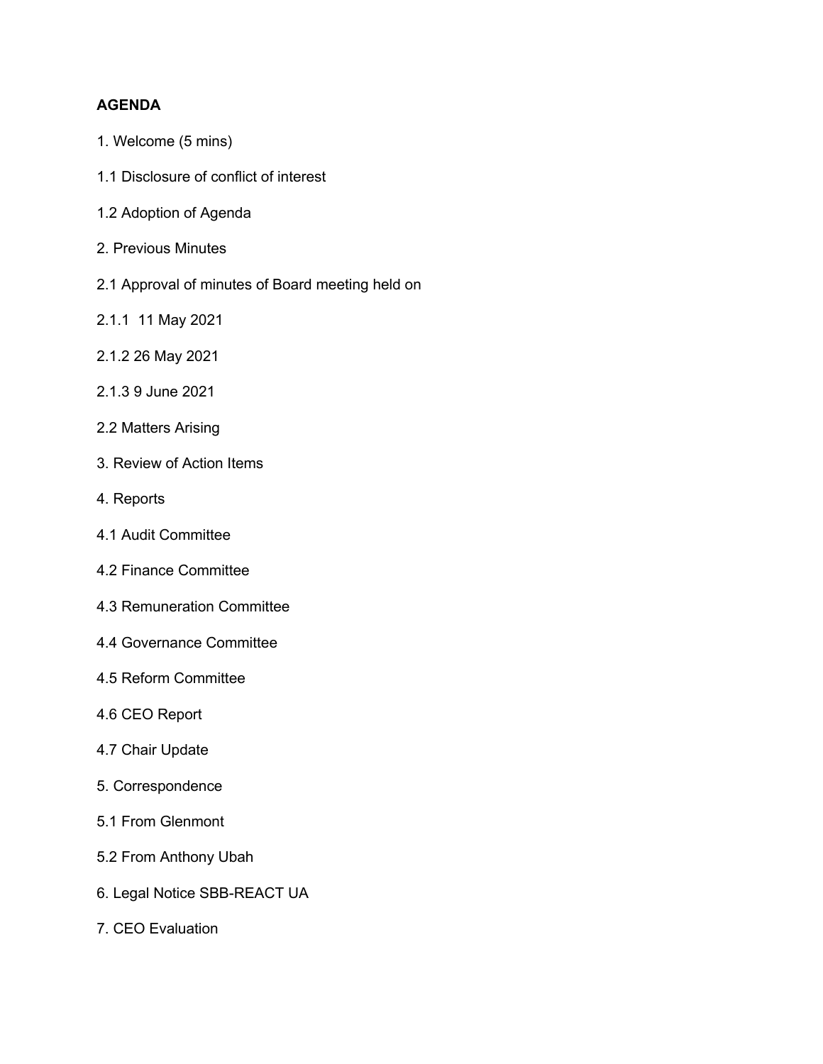**AGENDA**

1. Welcome (5 mins)

1.1 Disclosure of conflict of interest

1.2 Adoption of Agenda

2. Previous Minutes

2.1 Approval of minutes of Board meeting held on

2.1.1 11 May 2021

2.1.2 26 May 2021

2.1.3 9 June 2021

2.2 Matters Arising

3. Review of Action Items

4. Reports

4.1 Audit Committee

4.2 Finance Committee

4.3 Remuneration Committee

4.4 Governance Committee

4.5 Reform Committee

4.6 CEO Report

4.7 Chair Update

5. Correspondence

5.1 From Glenmont

5.2 From Anthony Ubah

6. Legal Notice SBB-REACT UA

7. CEO Evaluation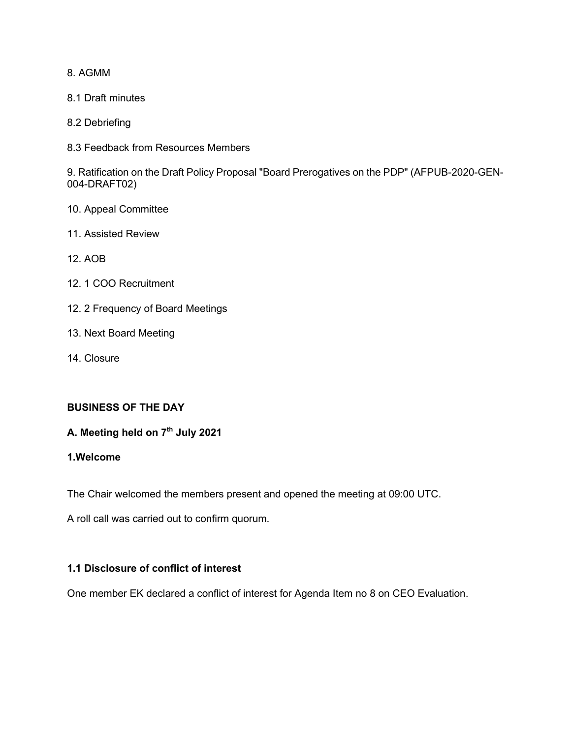8. AGMM

8.1 Draft minutes

8.2 Debriefing

8.3 Feedback from Resources Members

9. Ratification on the Draft Policy Proposal "Board Prerogatives on the PDP" (AFPUB-2020-GEN-004-DRAFT02)

10. Appeal Committee

11. Assisted Review

12. AOB

12. 1 COO Recruitment

12. 2 Frequency of Board Meetings

13. Next Board Meeting

14. Closure

**BUSINESS OF THE DAY**

**A. Meeting held on 7th July 2021**

**1.Welcome**

The Chair welcomed the members present and opened the meeting at 09:00 UTC.

A roll call was carried out to confirm quorum.

**1.1 Disclosure of conflict of interest**

One member EK declared a conflict of interest for Agenda Item no 8 on CEO Evaluation.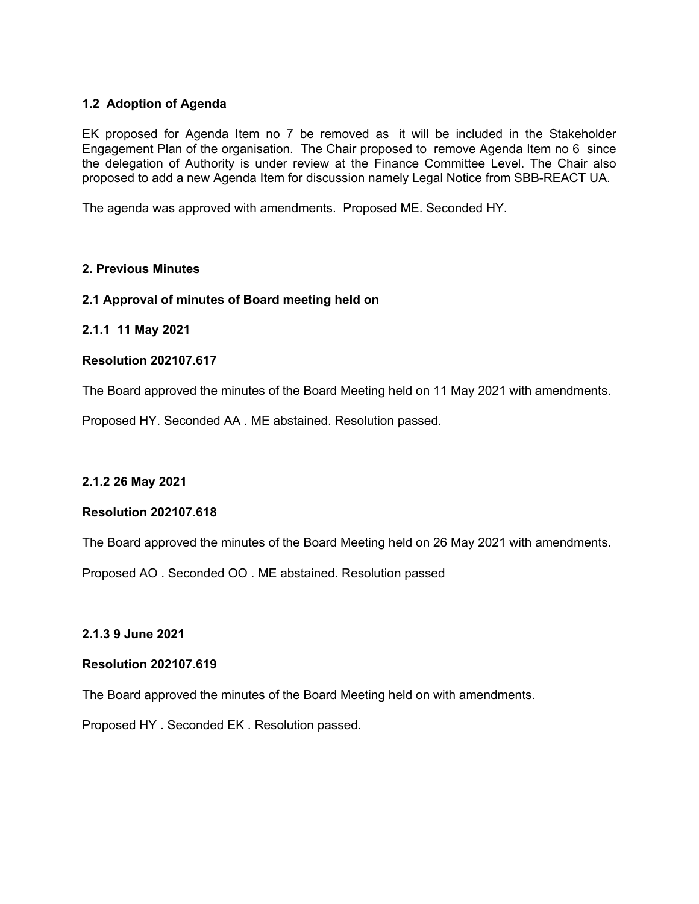### 1.2 Adoption of Agenda

EK proposed for Agenda Item no 7 be removed as it will be included in the Stakeholder Engagement Plan of the organisation. The Chair proposed to remove Agenda Item no 6 since the delegation of Authority is under review at the Finance Committee Level. The Chair also proposed to add a new Agenda Item for discussion namely Legal Notice from SBB-REACT UA.

The agenda was approved with amendments. Proposed ME. Seconded HY.

## 2. Previous Minutes

### 2.1 Approval of minutes of Board meeting held on

#### 2.1.1 11 May 2021

**Resolution 202107.617**

The Board approved the minutes of the Board Meeting held on 11 May 2021 with amendments.

Proposed HY. Seconded AA . ME abstained. Resolution passed.

#### 2.1.2 26 May 2021

**Resolution 202107.618**

The Board approved the minutes of the Board Meeting held on 26 May 2021 with amendments.

Proposed AO . Seconded OO . ME abstained. Resolution passed

#### 2.1.3 9 June 2021

**Resolution 202107.619**

The Board approved the minutes of the Board Meeting held on with amendments.

Proposed HY . Seconded EK . Resolution passed.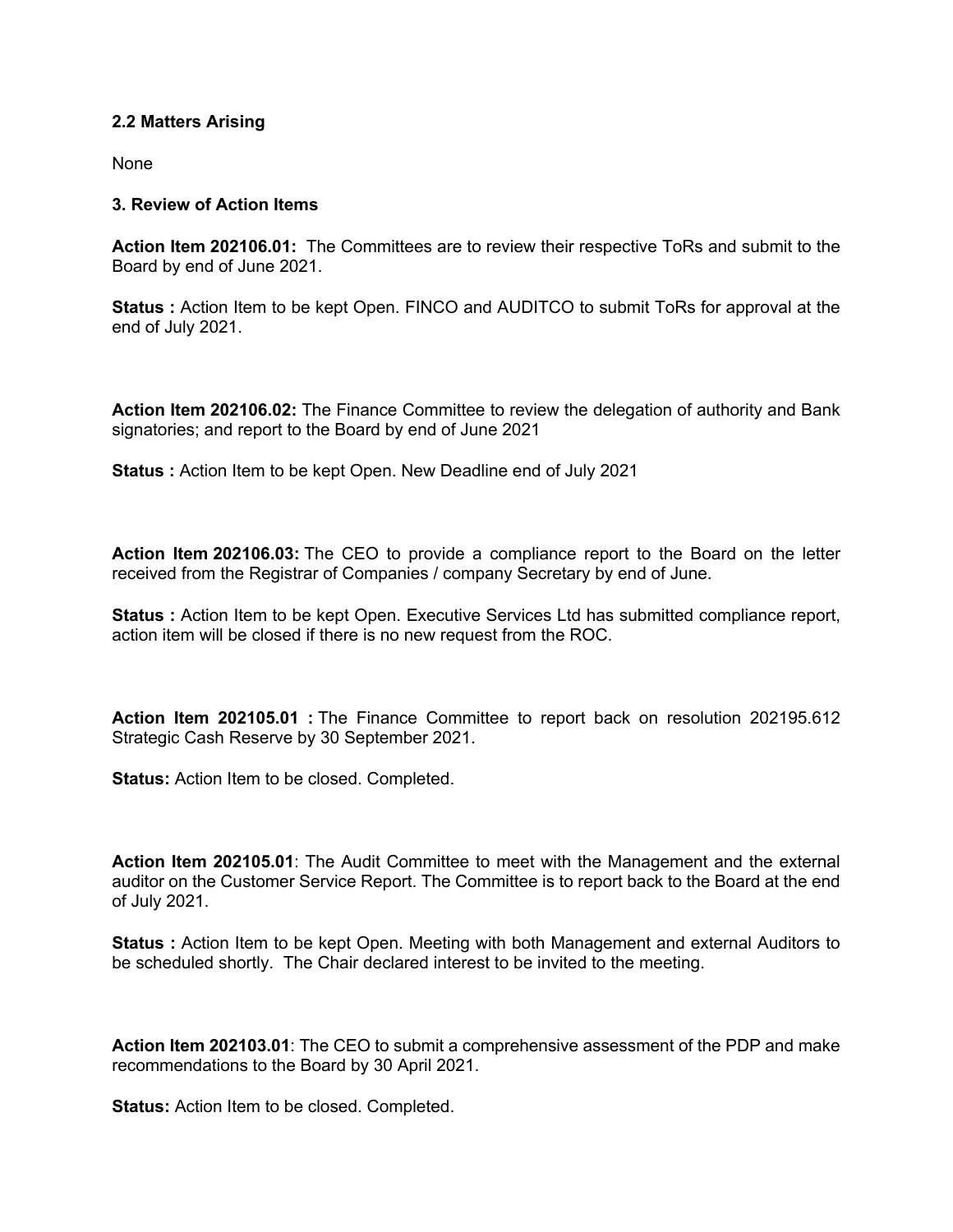### 2.2 Matters Arising

None

### 3. Review of Action Items

**Action Item 202106.01:** The Committees are to review their respective ToRs and submit to the Board by end of June 2021.

**Status :** Action Item to be kept Open. FINCO and AUDITCO to submit ToRs for approval at the end of July 2021.

**Action Item 202106.02:** The Finance Committee to review the delegation of authority and Bank signatories; and report to the Board by end of June 2021

**Status :** Action Item to be kept Open. New Deadline end of July 2021

**Action Item 202106.03:** The CEO to provide a compliance report to the Board on the letter received from the Registrar of Companies / company Secretary by end of June.

**Status :** Action Item to be kept Open. Executive Services Ltd has submitted compliance report, action item will be closed if there is no new request from the ROC.

**Action Item 202105.01 :** The Finance Committee to report back on resolution 202195.612 Strategic Cash Reserve by 30 September 2021.

**Status:** Action Item to be closed. Completed.

**Action Item 202105.01**: The Audit Committee to meet with the Management and the external auditor on the Customer Service Report. The Committee is to report back to the Board at the end of July 2021.

**Status :** Action Item to be kept Open. Meeting with both Management and external Auditors to be scheduled shortly. The Chair declared interest to be invited to the meeting.

**Action Item 202103.01**: The CEO to submit a comprehensive assessment of the PDP and make recommendations to the Board by 30 April 2021.

**Status:** Action Item to be closed. Completed.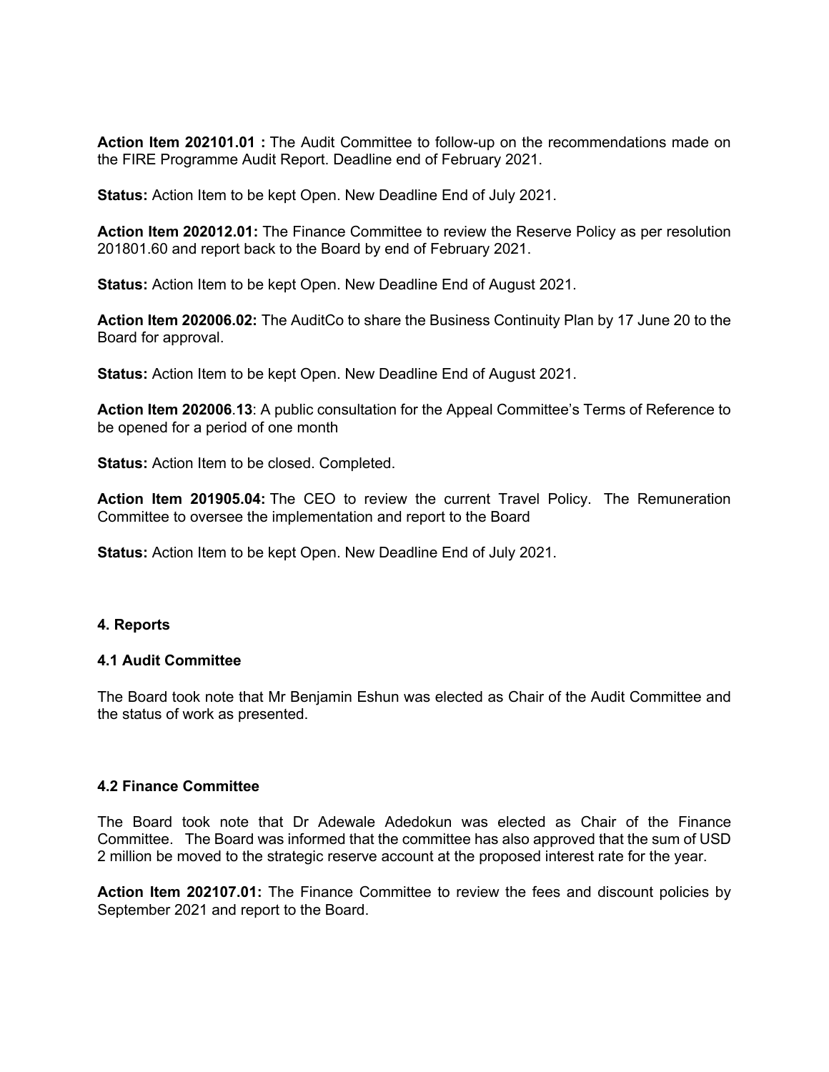**Action Item 202101.01 :** The Audit Committee to follow-up on the recommendations made on the FIRE Programme Audit Report. Deadline end of February 2021.

**Status:** Action Item to be kept Open. New Deadline End of July 2021.

**Action Item 202012.01:** The Finance Committee to review the Reserve Policy as per resolution 201801.60 and report back to the Board by end of February 2021.

**Status:** Action Item to be kept Open. New Deadline End of August 2021.

**Action Item 202006.02:** The AuditCo to share the Business Continuity Plan by 17 June 20 to the Board for approval.

**Status:** Action Item to be kept Open. New Deadline End of August 2021.

**Action Item 202006.13**: A public consultation for the Appeal Committee's Terms of Reference to be opened for a period of one month

**Status:** Action Item to be closed. Completed.

**Action Item 201905.04:** The CEO to review the current Travel Policy. The Remuneration Committee to oversee the implementation and report to the Board

**Status:** Action Item to be kept Open. New Deadline End of July 2021.

## 4. Reports

### 4.1 Audit Committee

The Board took note that Mr Benjamin Eshun was elected as Chair of the Audit Committee and the status of work as presented.

### 4.2 Finance Committee

The Board took note that Dr Adewale Adedokun was elected as Chair of the Finance Committee. The Board was informed that the committee has also approved that the sum of USD 2 million be moved to the strategic reserve account at the proposed interest rate for the year.

**Action Item 202107.01:** The Finance Committee to review the fees and discount policies by September 2021 and report to the Board.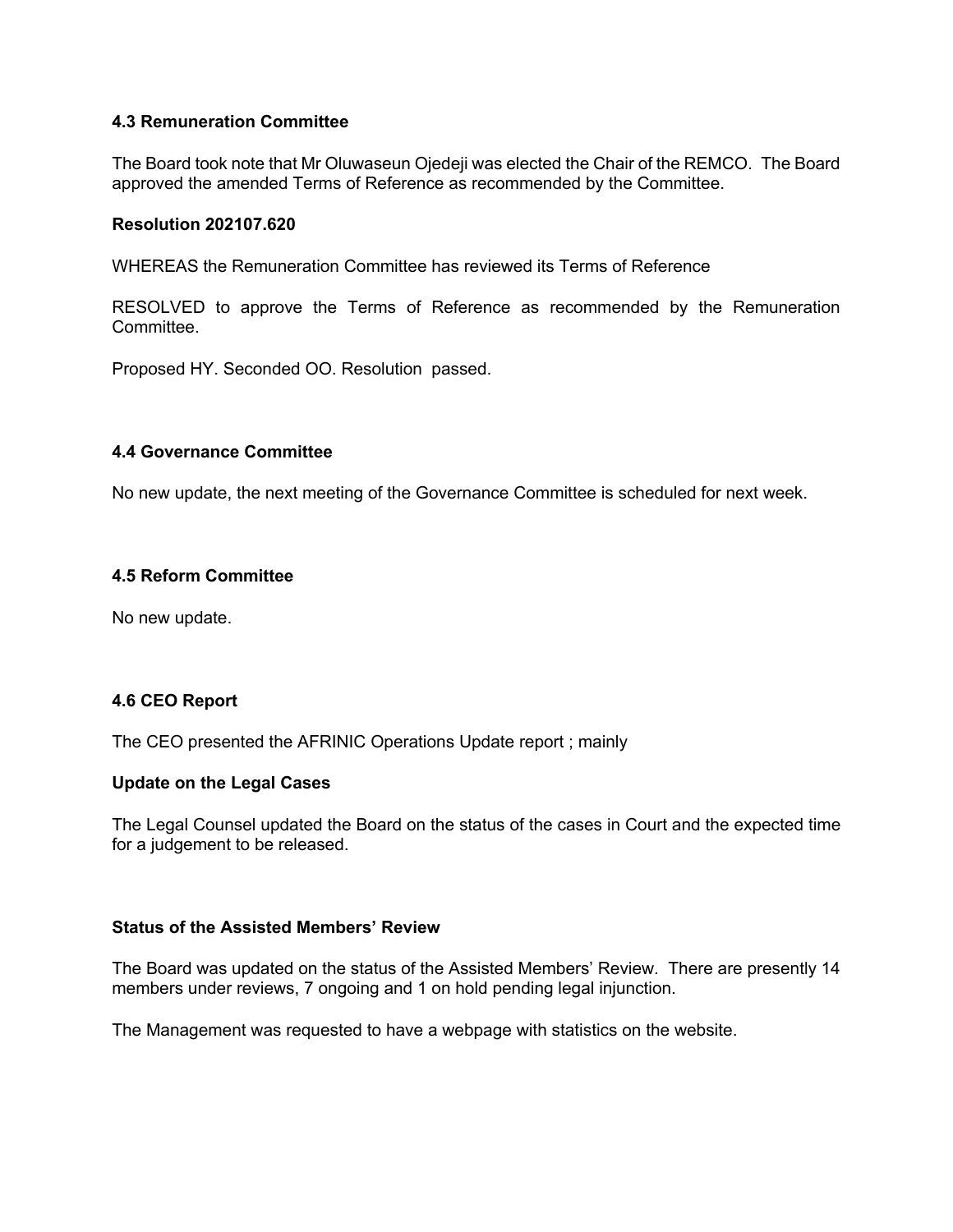### 4.3 Remuneration Committee

The Board took note that Mr Oluwaseun Ojedeji was elected the Chair of the REMCO. The Board approved the amended Terms of Reference as recommended by the Committee.

**Resolution 202107.620**

WHEREAS the Remuneration Committee has reviewed its Terms of Reference

RESOLVED to approve the Terms of Reference as recommended by the Remuneration Committee.

Proposed HY. Seconded OO. Resolution passed.

### 4.4 Governance Committee

No new update, the next meeting of the Governance Committee is scheduled for next week.

### 4.5 Reform Committee

No new update.

### 4.6 CEO Report

The CEO presented the AFRINIC Operations Update report ; mainly

**Update on the Legal Cases**

The Legal Counsel updated the Board on the status of the cases in Court and the expected time for a judgement to be released.

**Status of the Assisted Members' Review**

The Board was updated on the status of the Assisted Members' Review. There are presently 14 members under reviews, 7 ongoing and 1 on hold pending legal injunction.

The Management was requested to have a webpage with statistics on the website.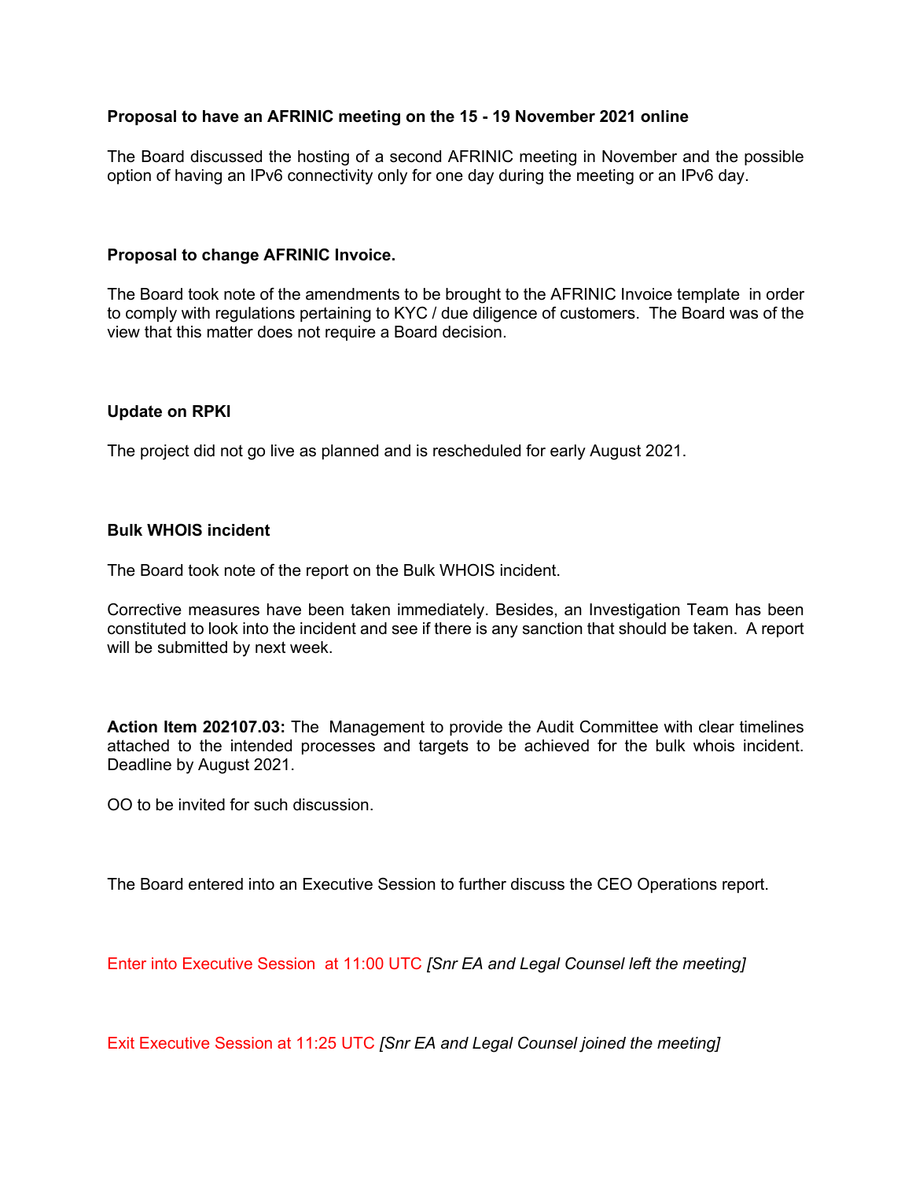**Proposal to have an AFRINIC meeting on the 15 - 19 November 2021 online**

The Board discussed the hosting of a second AFRINIC meeting in November and the possible option of having an IPv6 connectivity only for one day during the meeting or an IPv6 day.

**Proposal to change AFRINIC Invoice.**

The Board took note of the amendments to be brought to the AFRINIC Invoice template in order to comply with regulations pertaining to KYC / due diligence of customers. The Board was of the view that this matter does not require a Board decision.

**Update on RPKI**

The project did not go live as planned and is rescheduled for early August 2021.

**Bulk WHOIS incident**

The Board took note of the report on the Bulk WHOIS incident.

Corrective measures have been taken immediately. Besides, an Investigation Team has been constituted to look into the incident and see if there is any sanction that should be taken. A report will be submitted by next week.

**Action Item 202107.03:** The Management to provide the Audit Committee with clear timelines attached to the intended processes and targets to be achieved for the bulk whois incident. Deadline by August 2021.

OO to be invited for such discussion.

The Board entered into an Executive Session to further discuss the CEO Operations report.

Enter into Executive Session at 11:00 UTC *[Snr EA and Legal Counsel left the meeting]*

Exit Executive Session at 11:25 UTC *[Snr EA and Legal Counsel joined the meeting]*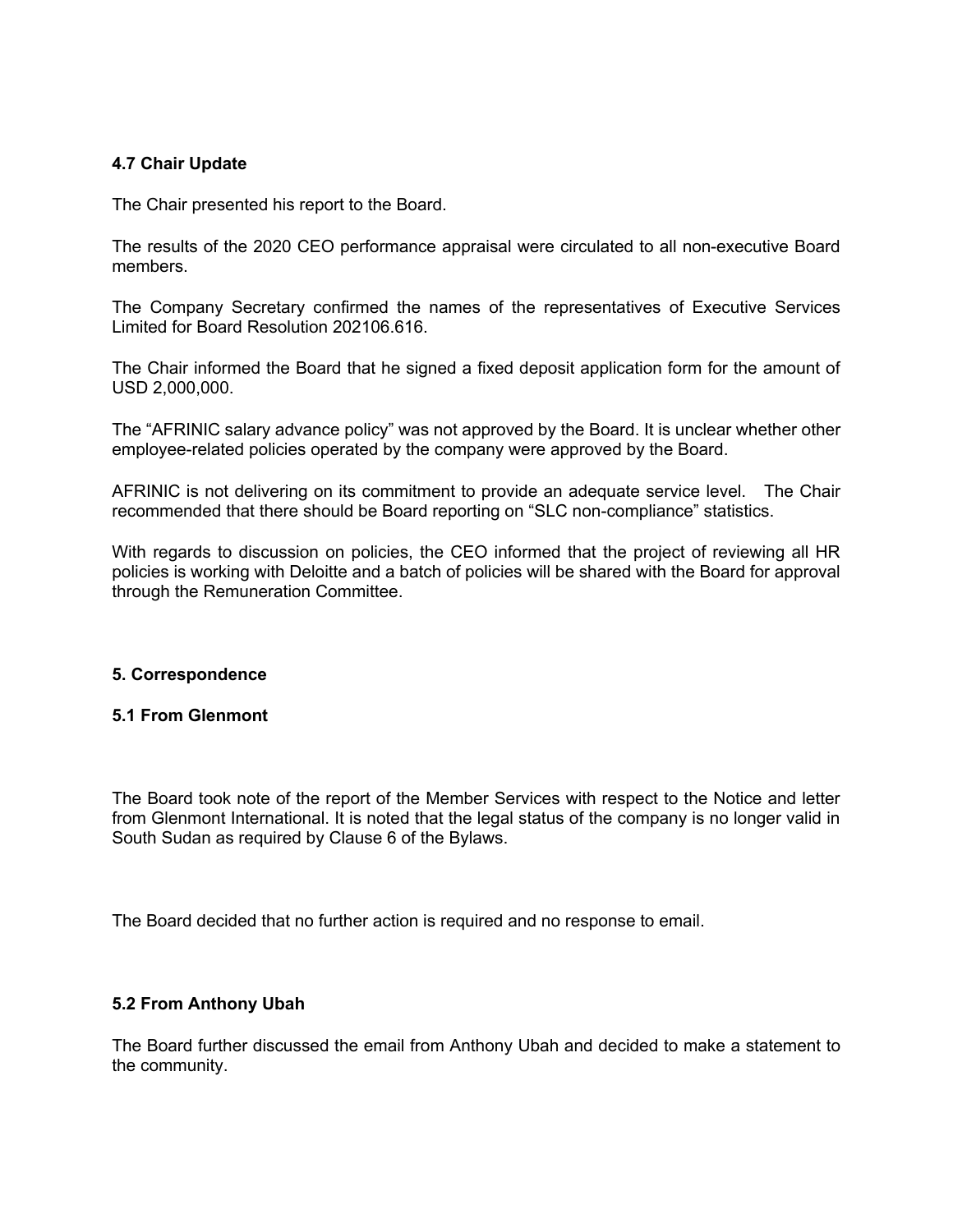### 4.7 Chair Update

The Chair presented his report to the Board.

The results of the 2020 CEO performance appraisal were circulated to all non-executive Board members.

The Company Secretary confirmed the names of the representatives of Executive Services Limited for Board Resolution 202106.616.

The Chair informed the Board that he signed a fixed deposit application form for the amount of USD 2,000,000.

The "AFRINIC salary advance policy" was not approved by the Board. It is unclear whether other employee-related policies operated by the company were approved by the Board.

AFRINIC is not delivering on its commitment to provide an adequate service level. The Chair recommended that there should be Board reporting on "SLC non-compliance" statistics.

With regards to discussion on policies, the CEO informed that the project of reviewing all HR policies is working with Deloitte and a batch of policies will be shared with the Board for approval through the Remuneration Committee.

## 5. Correspondence

### 5.1 From Glenmont

The Board took note of the report of the Member Services with respect to the Notice and letter from Glenmont International. It is noted that the legal status of the company is no longer valid in South Sudan as required by Clause 6 of the Bylaws.

The Board decided that no further action is required and no response to email.

### 5.2 From Anthony Ubah

The Board further discussed the email from Anthony Ubah and decided to make a statement to the community.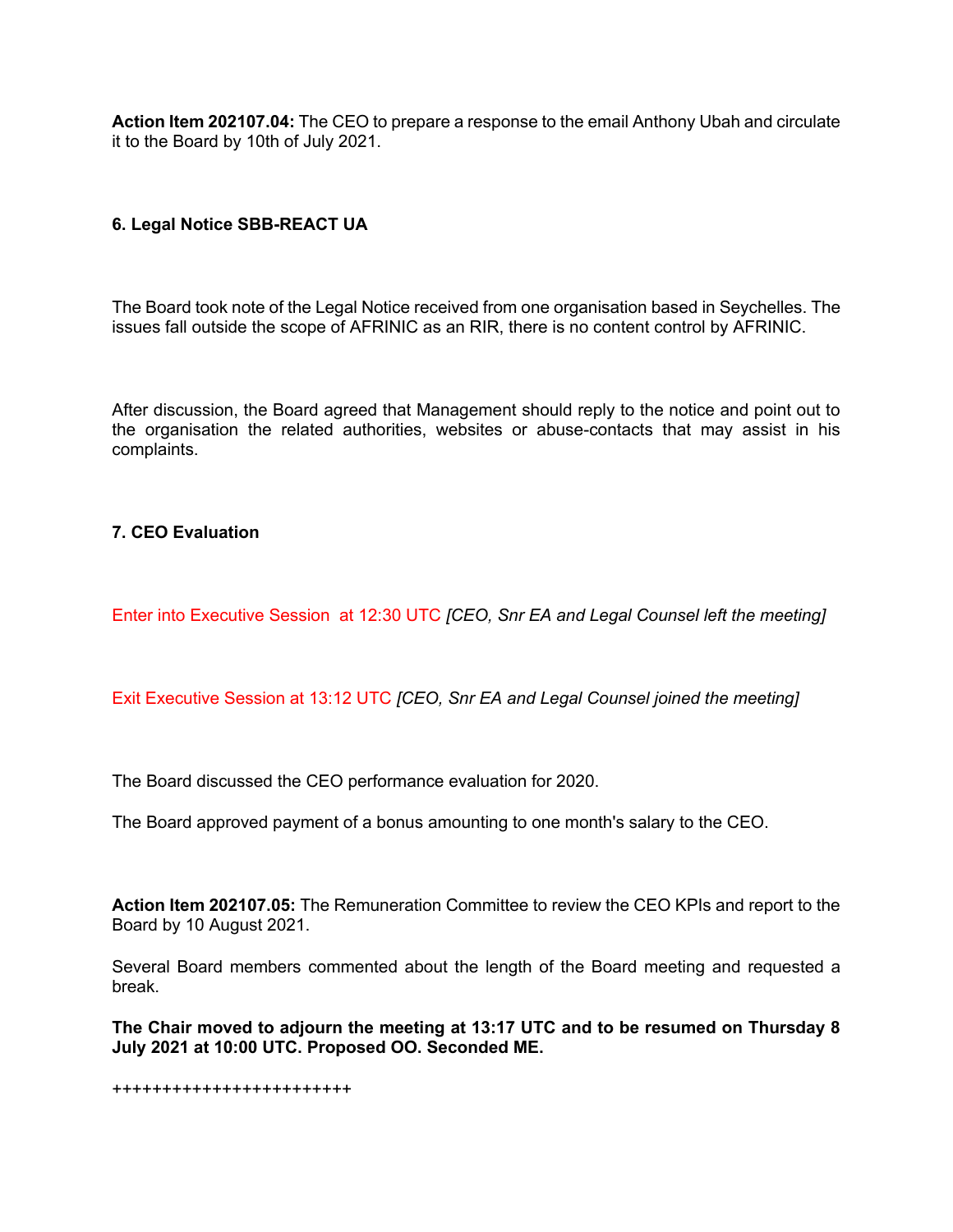**Action Item 202107.04:** The CEO to prepare a response to the email Anthony Ubah and circulate it to the Board by 10th of July 2021.

**6. Legal Notice SBB-REACT UA**

The Board took note of the Legal Notice received from one organisation based in Seychelles. The issues fall outside the scope of AFRINIC as an RIR, there is no content control by AFRINIC.

After discussion, the Board agreed that Management should reply to the notice and point out to the organisation the related authorities, websites or abuse-contacts that may assist in his complaints.

**7. CEO Evaluation**

Enter into Executive Session at 12:30 UTC *[CEO, Snr EA and Legal Counsel left the meeting]*

Exit Executive Session at 13:12 UTC *[CEO, Snr EA and Legal Counsel joined the meeting]*

The Board discussed the CEO performance evaluation for 2020.

The Board approved payment of a bonus amounting to one month's salary to the CEO.

**Action Item 202107.05:** The Remuneration Committee to review the CEO KPIs and report to the Board by 10 August 2021.

Several Board members commented about the length of the Board meeting and requested a break.

**The Chair moved to adjourn the meeting at 13:17 UTC and to be resumed on Thursday 8 July 2021 at 10:00 UTC. Proposed OO. Seconded ME.**

+++++++++++++++++++++++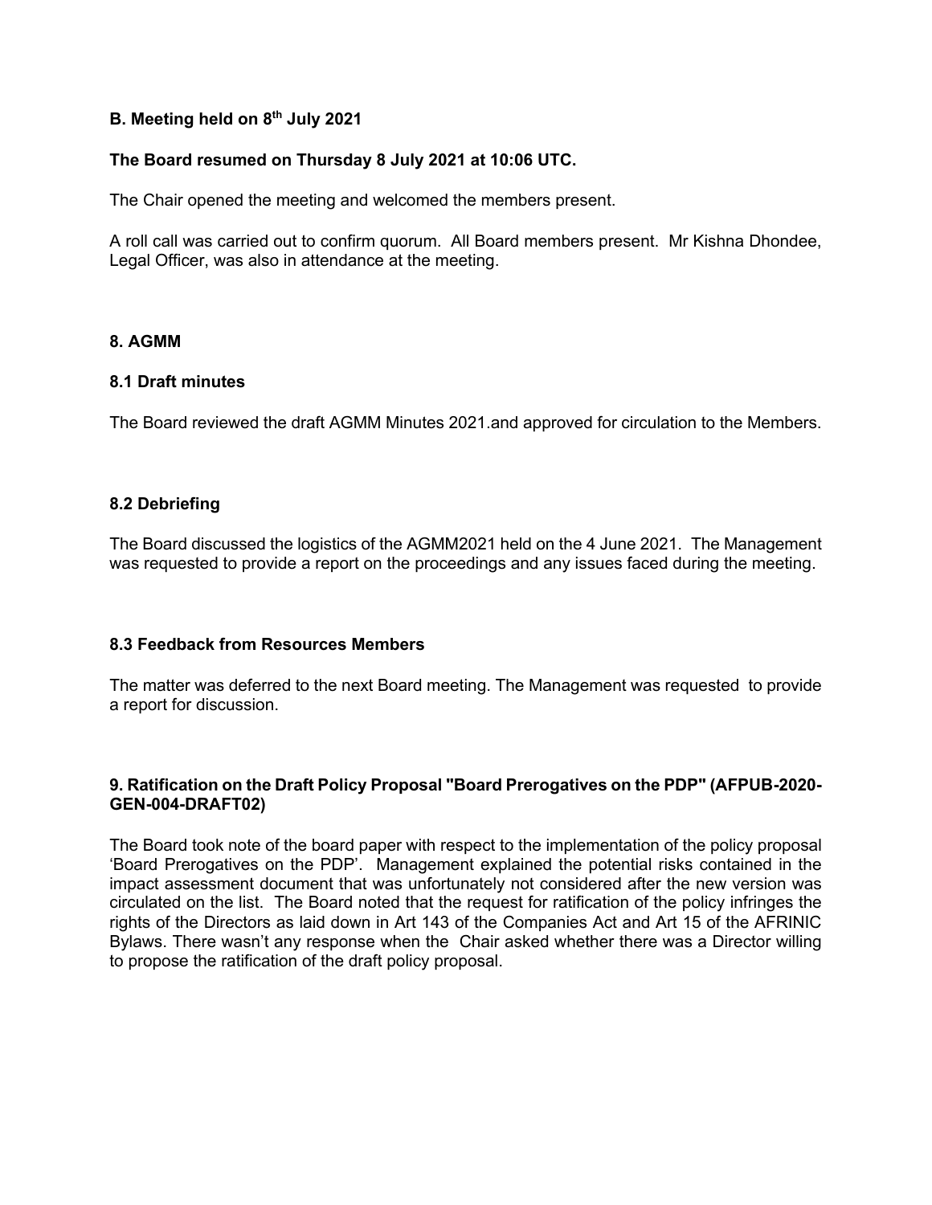### B. Meeting held on 8th July 2021

**The Board resumed on Thursday 8 July 2021 at 10:06 UTC.**

The Chair opened the meeting and welcomed the members present.

A roll call was carried out to confirm quorum. All Board members present. Mr Kishna Dhondee, Legal Officer, was also in attendance at the meeting.

### 8. AGMM

#### 8.1 Draft minutes

The Board reviewed the draft AGMM Minutes 2021.and approved for circulation to the Members.

#### 8.2 Debriefing

The Board discussed the logistics of the AGMM2021 held on the 4 June 2021. The Management was requested to provide a report on the proceedings and any issues faced during the meeting.

#### 8.3 Feedback from Resources Members

The matter was deferred to the next Board meeting. The Management was requested to provide a report for discussion.

### 9. Ratification on the Draft Policy Proposal "Board Prerogatives on the PDP" (AFPUB-2020-GEN-004-DRAFT02)

The Board took note of the board paper with respect to the implementation of the policy proposal 'Board Prerogatives on the PDP'. Management explained the potential risks contained in the impact assessment document that was unfortunately not considered after the new version was circulated on the list. The Board noted that the request for ratification of the policy infringes the rights of the Directors as laid down in Art 143 of the Companies Act and Art 15 of the AFRINIC Bylaws. There wasn't any response when the Chair asked whether there was a Director willing to propose the ratification of the draft policy proposal.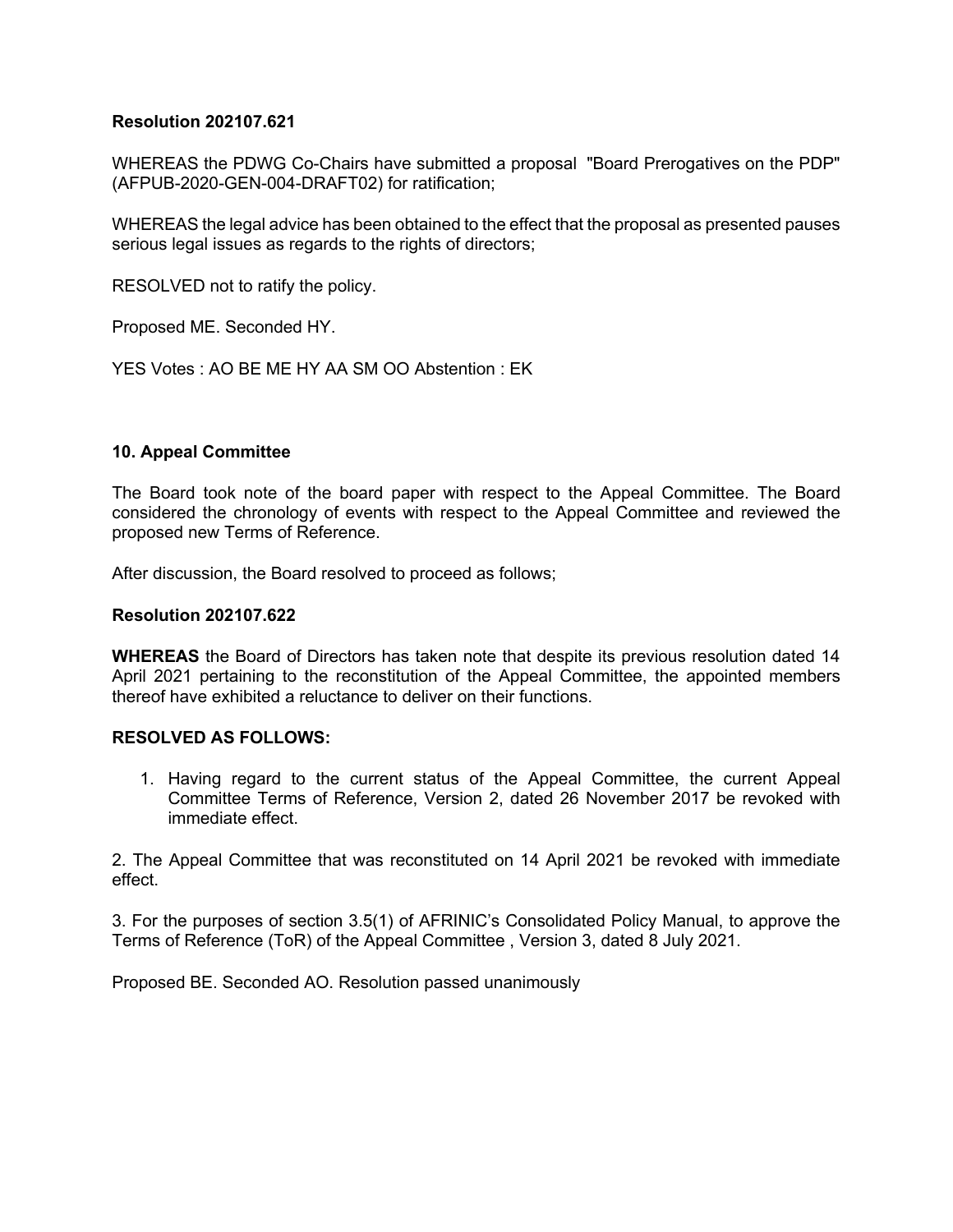**Resolution 202107.621**

WHEREAS the PDWG Co-Chairs have submitted a proposal "Board Prerogatives on the PDP" (AFPUB-2020-GEN-004-DRAFT02) for ratification;

WHEREAS the legal advice has been obtained to the effect that the proposal as presented pauses serious legal issues as regards to the rights of directors;

RESOLVED not to ratify the policy.

Proposed ME. Seconded HY.

YES Votes : AO BE ME HY AA SM OO Abstention : EK

### 10. Appeal Committee

The Board took note of the board paper with respect to the Appeal Committee. The Board considered the chronology of events with respect to the Appeal Committee and reviewed the proposed new Terms of Reference.

After discussion, the Board resolved to proceed as follows;

**Resolution 202107.622**

**WHEREAS** the Board of Directors has taken note that despite its previous resolution dated 14 April 2021 pertaining to the reconstitution of the Appeal Committee, the appointed members thereof have exhibited a reluctance to deliver on their functions.

**RESOLVED AS FOLLOWS:**

1. Having regard to the current status of the Appeal Committee, the current Appeal Committee Terms of Reference, Version 2, dated 26 November 2017 be revoked with immediate effect.

2. The Appeal Committee that was reconstituted on 14 April 2021 be revoked with immediate effect.

3. For the purposes of section 3.5(1) of AFRINIC's Consolidated Policy Manual, to approve the Terms of Reference (ToR) of the Appeal Committee , Version 3, dated 8 July 2021.

Proposed BE. Seconded AO. Resolution passed unanimously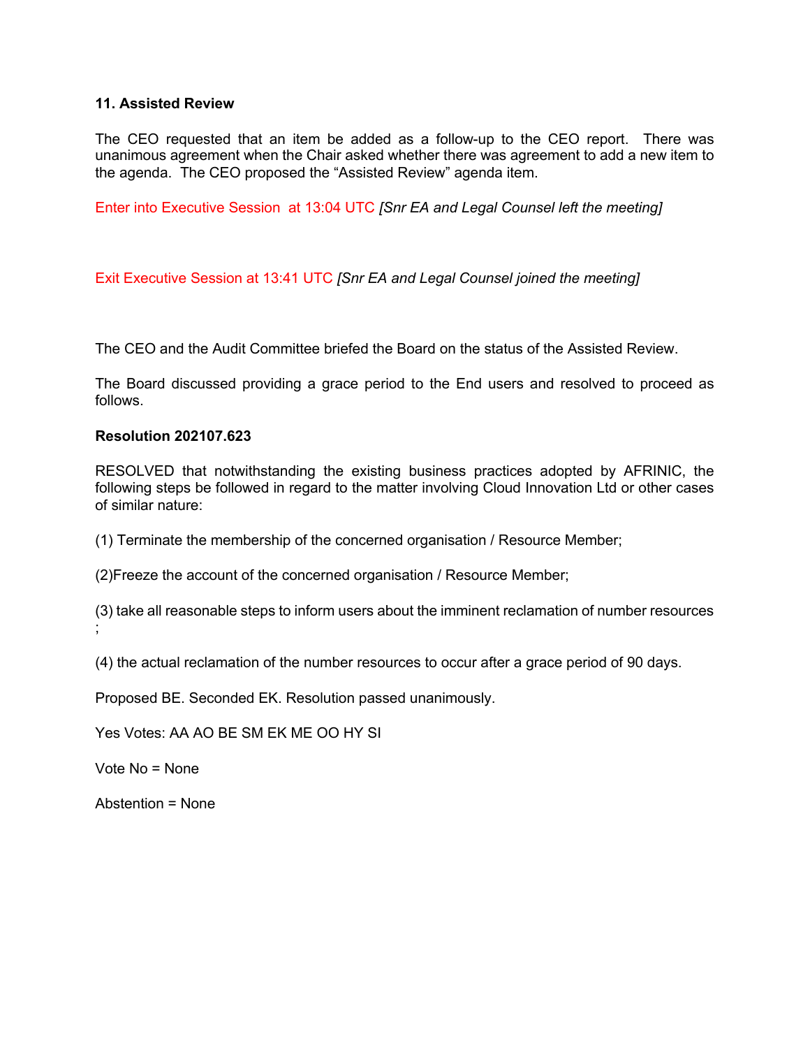**11. Assisted Review**

The CEO requested that an item be added as a follow-up to the CEO report. There was unanimous agreement when the Chair asked whether there was agreement to add a new item to the agenda. The CEO proposed the "Assisted Review" agenda item.

Enter into Executive Session at 13:04 UTC *[Snr EA and Legal Counsel left the meeting]*

Exit Executive Session at 13:41 UTC *[Snr EA and Legal Counsel joined the meeting]*

The CEO and the Audit Committee briefed the Board on the status of the Assisted Review.

The Board discussed providing a grace period to the End users and resolved to proceed as follows.

**Resolution 202107.623**

RESOLVED that notwithstanding the existing business practices adopted by AFRINIC, the following steps be followed in regard to the matter involving Cloud Innovation Ltd or other cases of similar nature:

(1) Terminate the membership of the concerned organisation / Resource Member;

(2)Freeze the account of the concerned organisation / Resource Member;

(3) take all reasonable steps to inform users about the imminent reclamation of number resources ;

(4) the actual reclamation of the number resources to occur after a grace period of 90 days.

Proposed BE. Seconded EK. Resolution passed unanimously.

Yes Votes: AA AO BE SM EK ME OO HY SI

Vote No = None

Abstention = None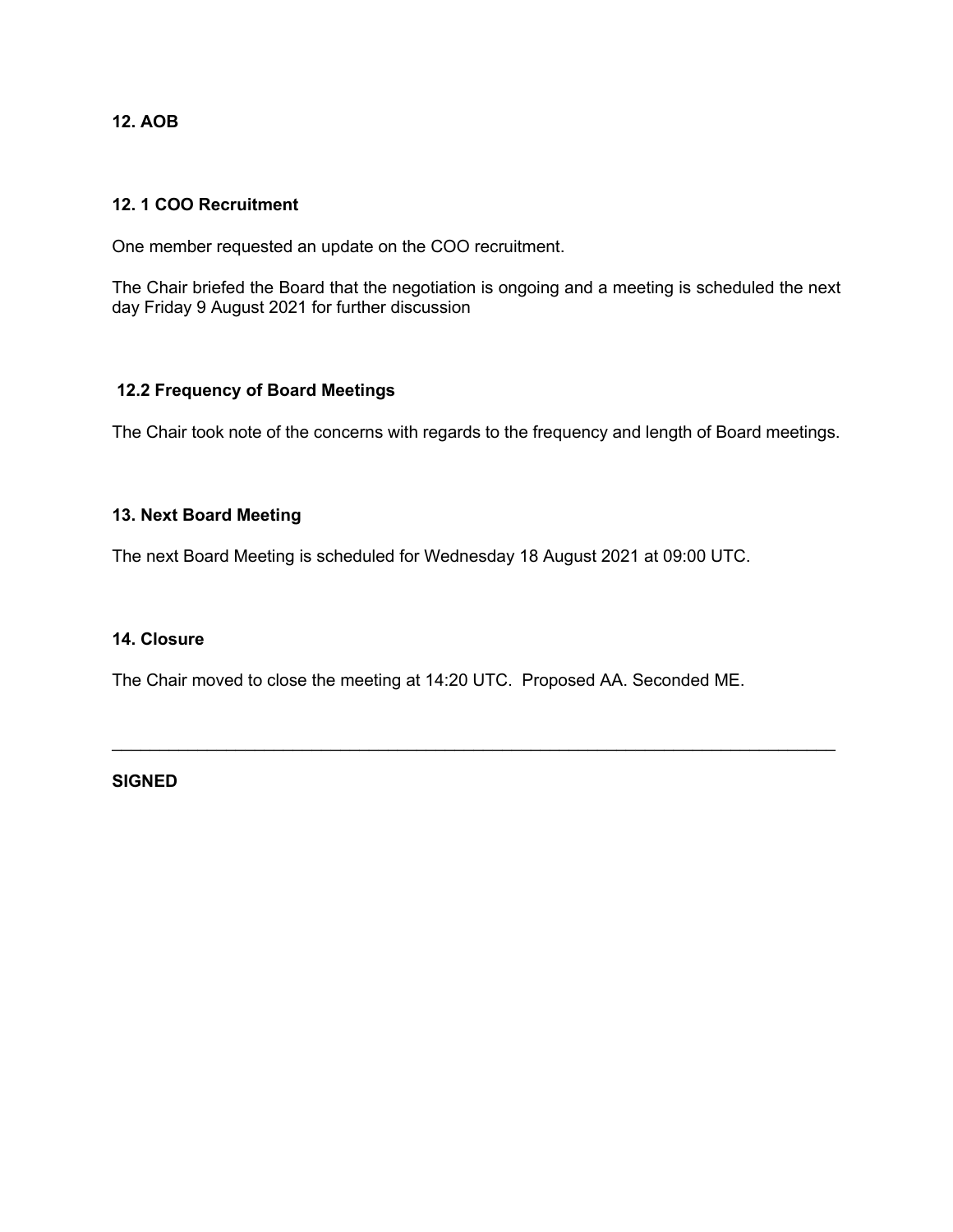## 12. AOB

### 12. 1 COO Recruitment

One member requested an update on the COO recruitment.

The Chair briefed the Board that the negotiation is ongoing and a meeting is scheduled the next day Friday 9 August 2021 for further discussion

### 12.2 Frequency of Board Meetings

The Chair took note of the concerns with regards to the frequency and length of Board meetings.

## 13. Next Board Meeting

The next Board Meeting is scheduled for Wednesday 18 August 2021 at 09:00 UTC.

## 14. Closure

The Chair moved to close the meeting at 14:20 UTC. Proposed AA. Seconded ME.

---

**SIGNED**